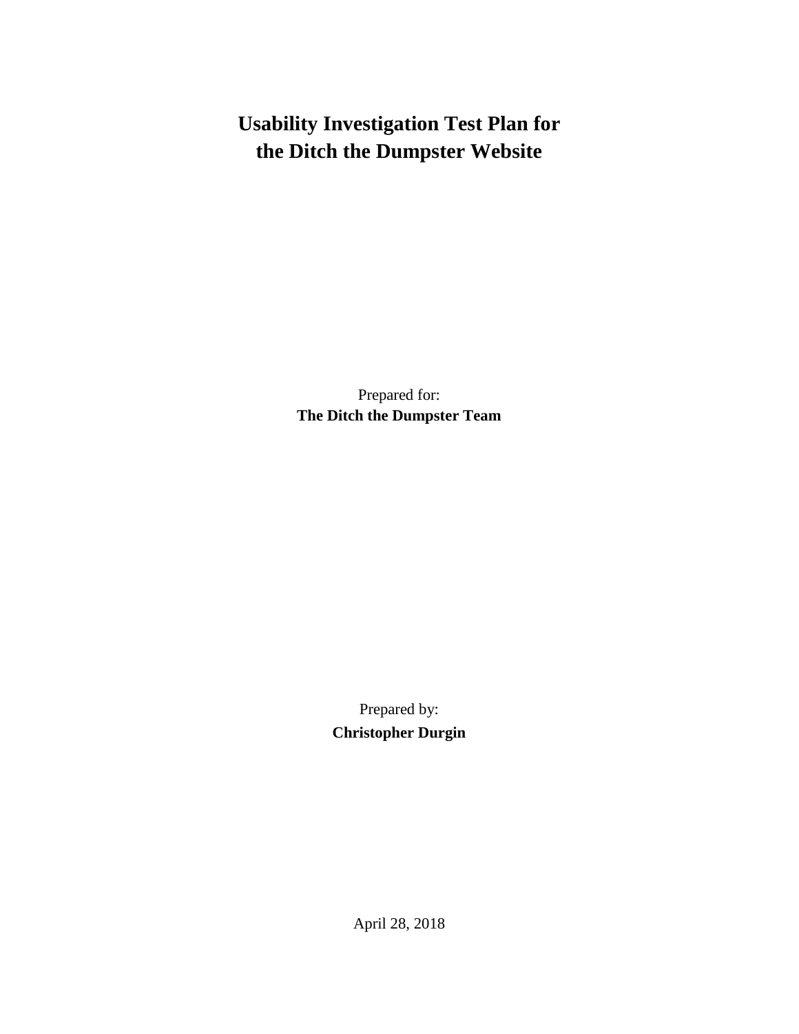# Usability Investigation Test Plan for the Ditch the Dumpster Website

Prepared for:
**The Ditch the Dumpster Team**

Prepared by:
**Christopher Durgin**

April 28, 2018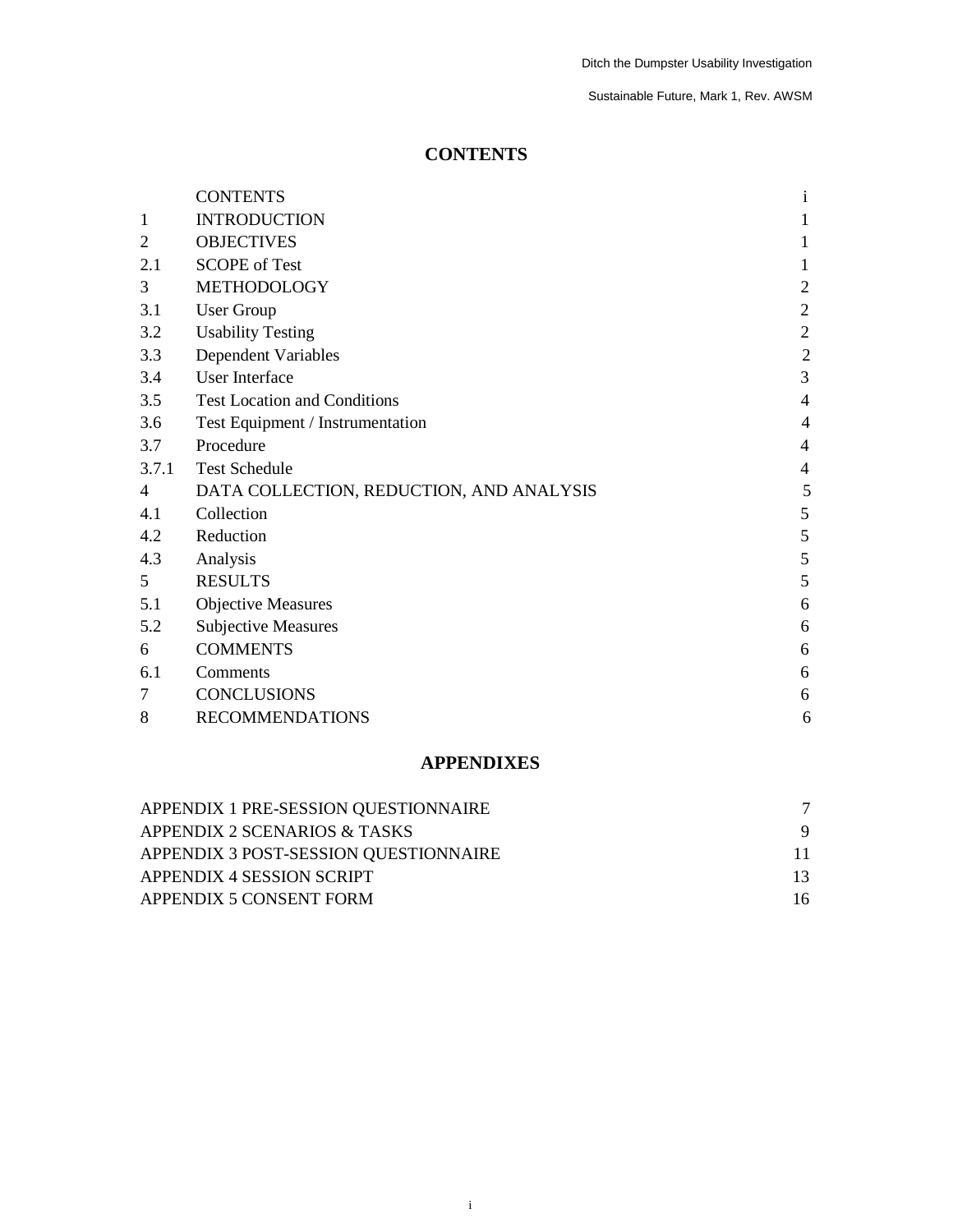# CONTENTS

| | | |
|---|---|---|
| | CONTENTS | i |
| 1 | INTRODUCTION | 1 |
| 2 | OBJECTIVES | 1 |
| 2.1 | SCOPE of Test | 1 |
| 3 | METHODOLOGY | 2 |
| 3.1 | User Group | 2 |
| 3.2 | Usability Testing | 2 |
| 3.3 | Dependent Variables | 2 |
| 3.4 | User Interface | 3 |
| 3.5 | Test Location and Conditions | 4 |
| 3.6 | Test Equipment / Instrumentation | 4 |
| 3.7 | Procedure | 4 |
| 3.7.1 | Test Schedule | 4 |
| 4 | DATA COLLECTION, REDUCTION, AND ANALYSIS | 5 |
| 4.1 | Collection | 5 |
| 4.2 | Reduction | 5 |
| 4.3 | Analysis | 5 |
| 5 | RESULTS | 5 |
| 5.1 | Objective Measures | 6 |
| 5.2 | Subjective Measures | 6 |
| 6 | COMMENTS | 6 |
| 6.1 | Comments | 6 |
| 7 | CONCLUSIONS | 6 |
| 8 | RECOMMENDATIONS | 6 |

# APPENDIXES

| | |
|---|---|
| APPENDIX 1 PRE-SESSION QUESTIONNAIRE | 7 |
| APPENDIX 2 SCENARIOS & TASKS | 9 |
| APPENDIX 3 POST-SESSION QUESTIONNAIRE | 11 |
| APPENDIX 4 SESSION SCRIPT | 13 |
| APPENDIX 5 CONSENT FORM | 16 |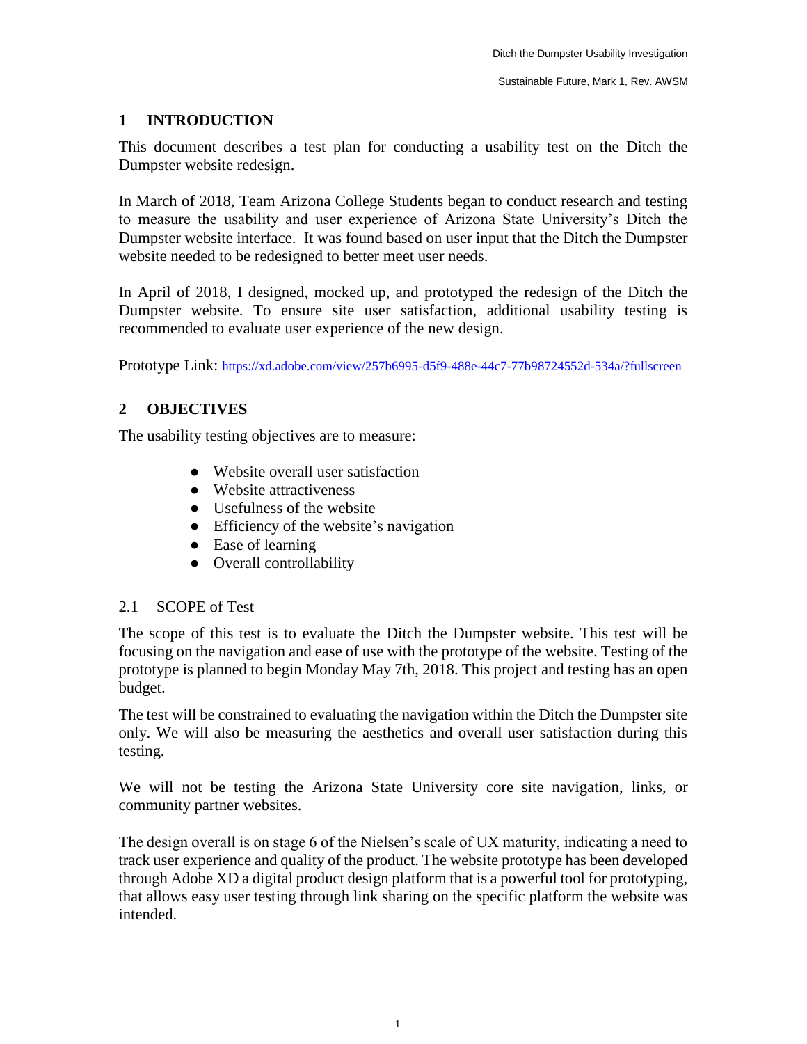## 1 INTRODUCTION

This document describes a test plan for conducting a usability test on the Ditch the Dumpster website redesign.

In March of 2018, Team Arizona College Students began to conduct research and testing to measure the usability and user experience of Arizona State University's Ditch the Dumpster website interface. It was found based on user input that the Ditch the Dumpster website needed to be redesigned to better meet user needs.

In April of 2018, I designed, mocked up, and prototyped the redesign of the Ditch the Dumpster website. To ensure site user satisfaction, additional usability testing is recommended to evaluate user experience of the new design.

Prototype Link: https://xd.adobe.com/view/257b6995-d5f9-488e-44c7-77b98724552d-534a/?fullscreen

## 2 OBJECTIVES

The usability testing objectives are to measure:

- Website overall user satisfaction
- Website attractiveness
- Usefulness of the website
- Efficiency of the website's navigation
- Ease of learning
- Overall controllability

### 2.1 SCOPE of Test

The scope of this test is to evaluate the Ditch the Dumpster website. This test will be focusing on the navigation and ease of use with the prototype of the website. Testing of the prototype is planned to begin Monday May 7th, 2018. This project and testing has an open budget.

The test will be constrained to evaluating the navigation within the Ditch the Dumpster site only. We will also be measuring the aesthetics and overall user satisfaction during this testing.

We will not be testing the Arizona State University core site navigation, links, or community partner websites.

The design overall is on stage 6 of the Nielsen's scale of UX maturity, indicating a need to track user experience and quality of the product. The website prototype has been developed through Adobe XD a digital product design platform that is a powerful tool for prototyping, that allows easy user testing through link sharing on the specific platform the website was intended.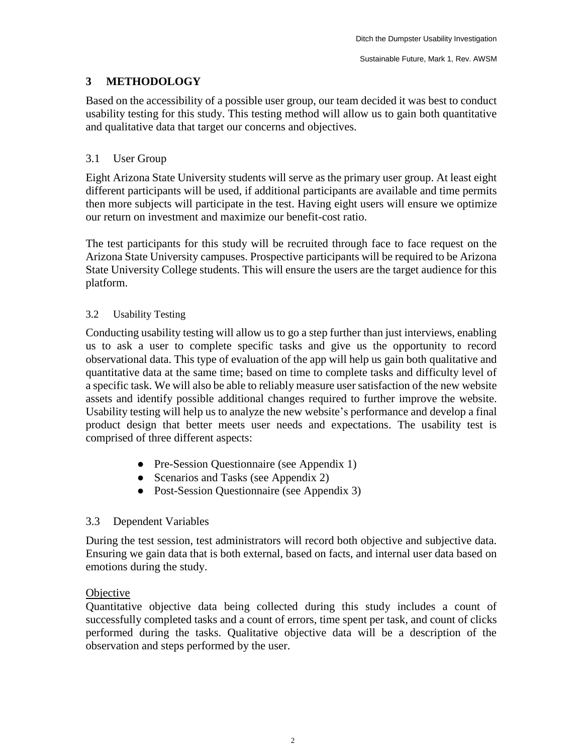# 3 METHODOLOGY

Based on the accessibility of a possible user group, our team decided it was best to conduct usability testing for this study. This testing method will allow us to gain both quantitative and qualitative data that target our concerns and objectives.

## 3.1 User Group

Eight Arizona State University students will serve as the primary user group. At least eight different participants will be used, if additional participants are available and time permits then more subjects will participate in the test. Having eight users will ensure we optimize our return on investment and maximize our benefit-cost ratio.

The test participants for this study will be recruited through face to face request on the Arizona State University campuses. Prospective participants will be required to be Arizona State University College students. This will ensure the users are the target audience for this platform.

## 3.2 Usability Testing

Conducting usability testing will allow us to go a step further than just interviews, enabling us to ask a user to complete specific tasks and give us the opportunity to record observational data. This type of evaluation of the app will help us gain both qualitative and quantitative data at the same time; based on time to complete tasks and difficulty level of a specific task. We will also be able to reliably measure user satisfaction of the new website assets and identify possible additional changes required to further improve the website. Usability testing will help us to analyze the new website's performance and develop a final product design that better meets user needs and expectations. The usability test is comprised of three different aspects:

- Pre-Session Questionnaire (see Appendix 1)
- Scenarios and Tasks (see Appendix 2)
- Post-Session Questionnaire (see Appendix 3)

## 3.3 Dependent Variables

During the test session, test administrators will record both objective and subjective data. Ensuring we gain data that is both external, based on facts, and internal user data based on emotions during the study.

Objective

Quantitative objective data being collected during this study includes a count of successfully completed tasks and a count of errors, time spent per task, and count of clicks performed during the tasks. Qualitative objective data will be a description of the observation and steps performed by the user.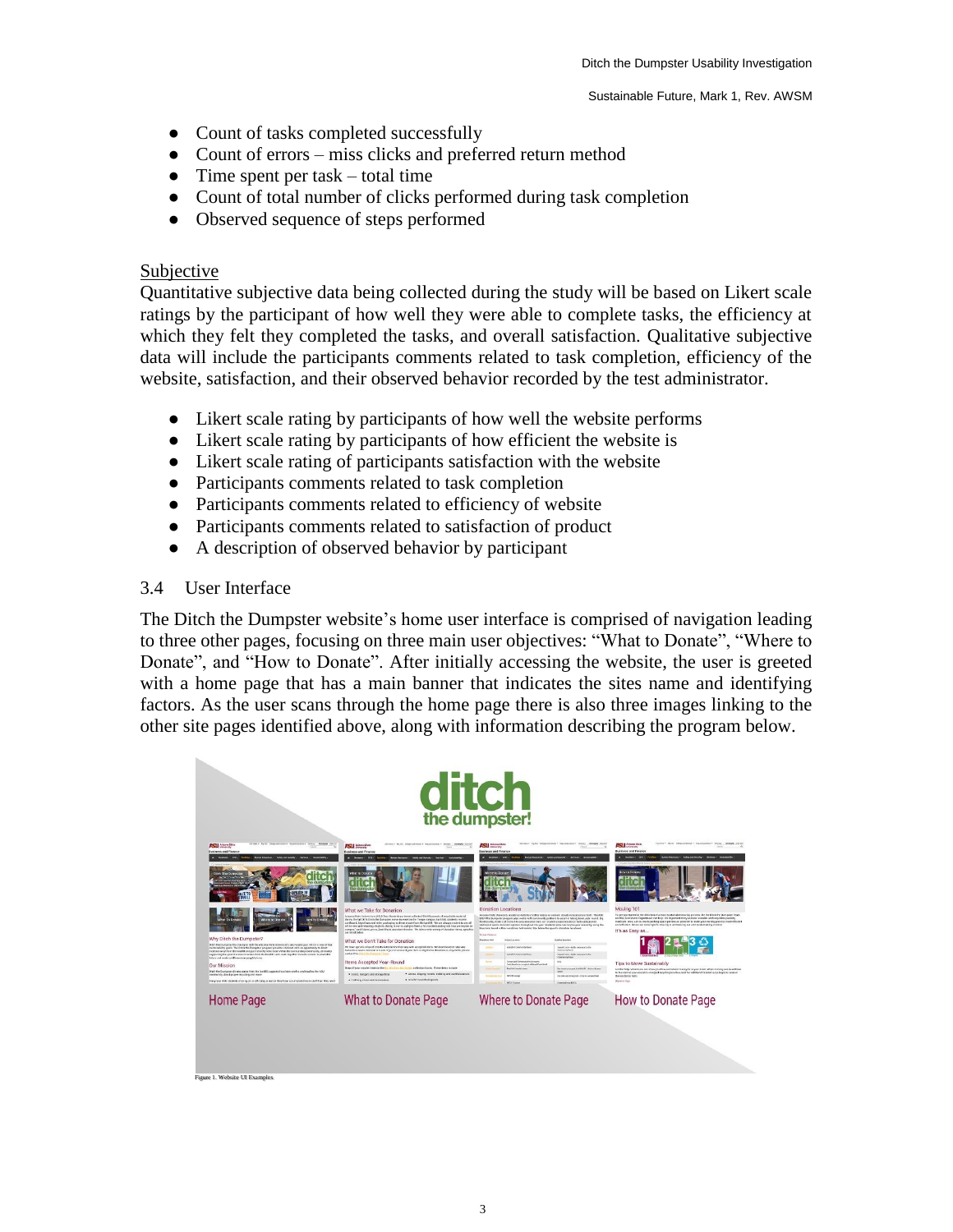- Count of tasks completed successfully
- Count of errors – miss clicks and preferred return method
- Time spent per task – total time
- Count of total number of clicks performed during task completion
- Observed sequence of steps performed

#### Subjective

Quantitative subjective data being collected during the study will be based on Likert scale ratings by the participant of how well they were able to complete tasks, the efficiency at which they felt they completed the tasks, and overall satisfaction. Qualitative subjective data will include the participants comments related to task completion, efficiency of the website, satisfaction, and their observed behavior recorded by the test administrator.

- Likert scale rating by participants of how well the website performs
- Likert scale rating by participants of how efficient the website is
- Likert scale rating of participants satisfaction with the website
- Participants comments related to task completion
- Participants comments related to efficiency of website
- Participants comments related to satisfaction of product
- A description of observed behavior by participant

### 3.4 User Interface

The Ditch the Dumpster website's home user interface is comprised of navigation leading to three other pages, focusing on three main user objectives: "What to Donate", "Where to Donate", and "How to Donate". After initially accessing the website, the user is greeted with a home page that has a main banner that indicates the sites name and identifying factors. As the user scans through the home page there is also three images linking to the other site pages identified above, along with information describing the program below.

Figure 1. Website UI Examples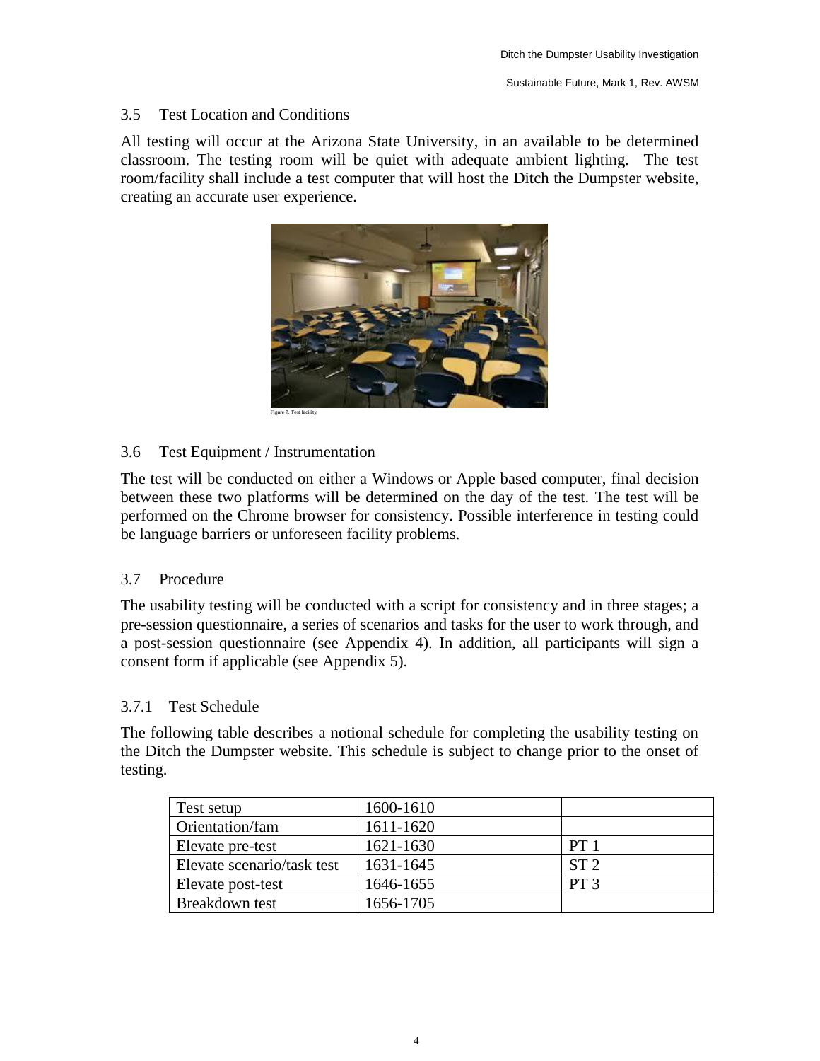### 3.5 Test Location and Conditions

All testing will occur at the Arizona State University, in an available to be determined classroom. The testing room will be quiet with adequate ambient lighting. The test room/facility shall include a test computer that will host the Ditch the Dumpster website, creating an accurate user experience.

Figure 7. Test facility

### 3.6 Test Equipment / Instrumentation

The test will be conducted on either a Windows or Apple based computer, final decision between these two platforms will be determined on the day of the test. The test will be performed on the Chrome browser for consistency. Possible interference in testing could be language barriers or unforeseen facility problems.

### 3.7 Procedure

The usability testing will be conducted with a script for consistency and in three stages; a pre-session questionnaire, a series of scenarios and tasks for the user to work through, and a post-session questionnaire (see Appendix 4). In addition, all participants will sign a consent form if applicable (see Appendix 5).

#### 3.7.1 Test Schedule

The following table describes a notional schedule for completing the usability testing on the Ditch the Dumpster website. This schedule is subject to change prior to the onset of testing.

| | | |
|---|---|---|
| Test setup | 1600-1610 | |
| Orientation/fam | 1611-1620 | |
| Elevate pre-test | 1621-1630 | PT 1 |
| Elevate scenario/task test | 1631-1645 | ST 2 |
| Elevate post-test | 1646-1655 | PT 3 |
| Breakdown test | 1656-1705 | |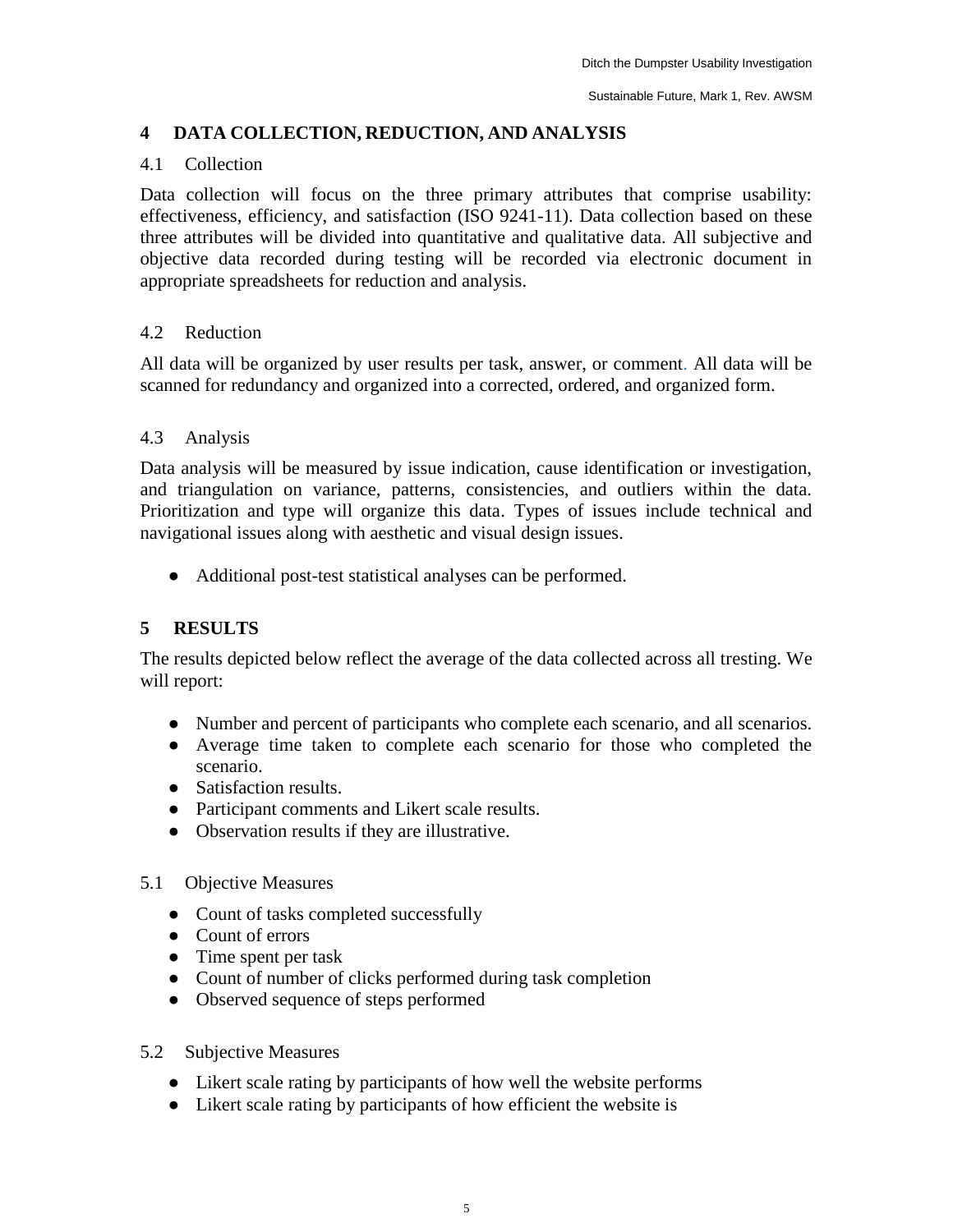# 4 DATA COLLECTION, REDUCTION, AND ANALYSIS

## 4.1 Collection

Data collection will focus on the three primary attributes that comprise usability: effectiveness, efficiency, and satisfaction (ISO 9241-11). Data collection based on these three attributes will be divided into quantitative and qualitative data. All subjective and objective data recorded during testing will be recorded via electronic document in appropriate spreadsheets for reduction and analysis.

## 4.2 Reduction

All data will be organized by user results per task, answer, or comment. All data will be scanned for redundancy and organized into a corrected, ordered, and organized form.

## 4.3 Analysis

Data analysis will be measured by issue indication, cause identification or investigation, and triangulation on variance, patterns, consistencies, and outliers within the data. Prioritization and type will organize this data. Types of issues include technical and navigational issues along with aesthetic and visual design issues.

- Additional post-test statistical analyses can be performed.

# 5 RESULTS

The results depicted below reflect the average of the data collected across all trestting. We will report:

- Number and percent of participants who complete each scenario, and all scenarios.
- Average time taken to complete each scenario for those who completed the scenario.
- Satisfaction results.
- Participant comments and Likert scale results.
- Observation results if they are illustrative.

## 5.1 Objective Measures

- Count of tasks completed successfully
- Count of errors
- Time spent per task
- Count of number of clicks performed during task completion
- Observed sequence of steps performed

## 5.2 Subjective Measures

- Likert scale rating by participants of how well the website performs
- Likert scale rating by participants of how efficient the website is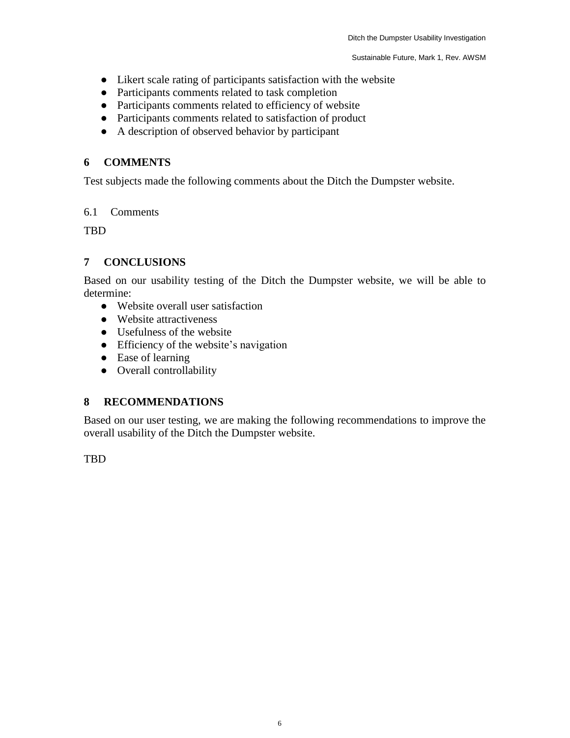- Likert scale rating of participants satisfaction with the website
- Participants comments related to task completion
- Participants comments related to efficiency of website
- Participants comments related to satisfaction of product
- A description of observed behavior by participant

## 6 COMMENTS

Test subjects made the following comments about the Ditch the Dumpster website.

### 6.1 Comments

TBD

## 7 CONCLUSIONS

Based on our usability testing of the Ditch the Dumpster website, we will be able to determine:

- Website overall user satisfaction
- Website attractiveness
- Usefulness of the website
- Efficiency of the website's navigation
- Ease of learning
- Overall controllability

## 8 RECOMMENDATIONS

Based on our user testing, we are making the following recommendations to improve the overall usability of the Ditch the Dumpster website.

TBD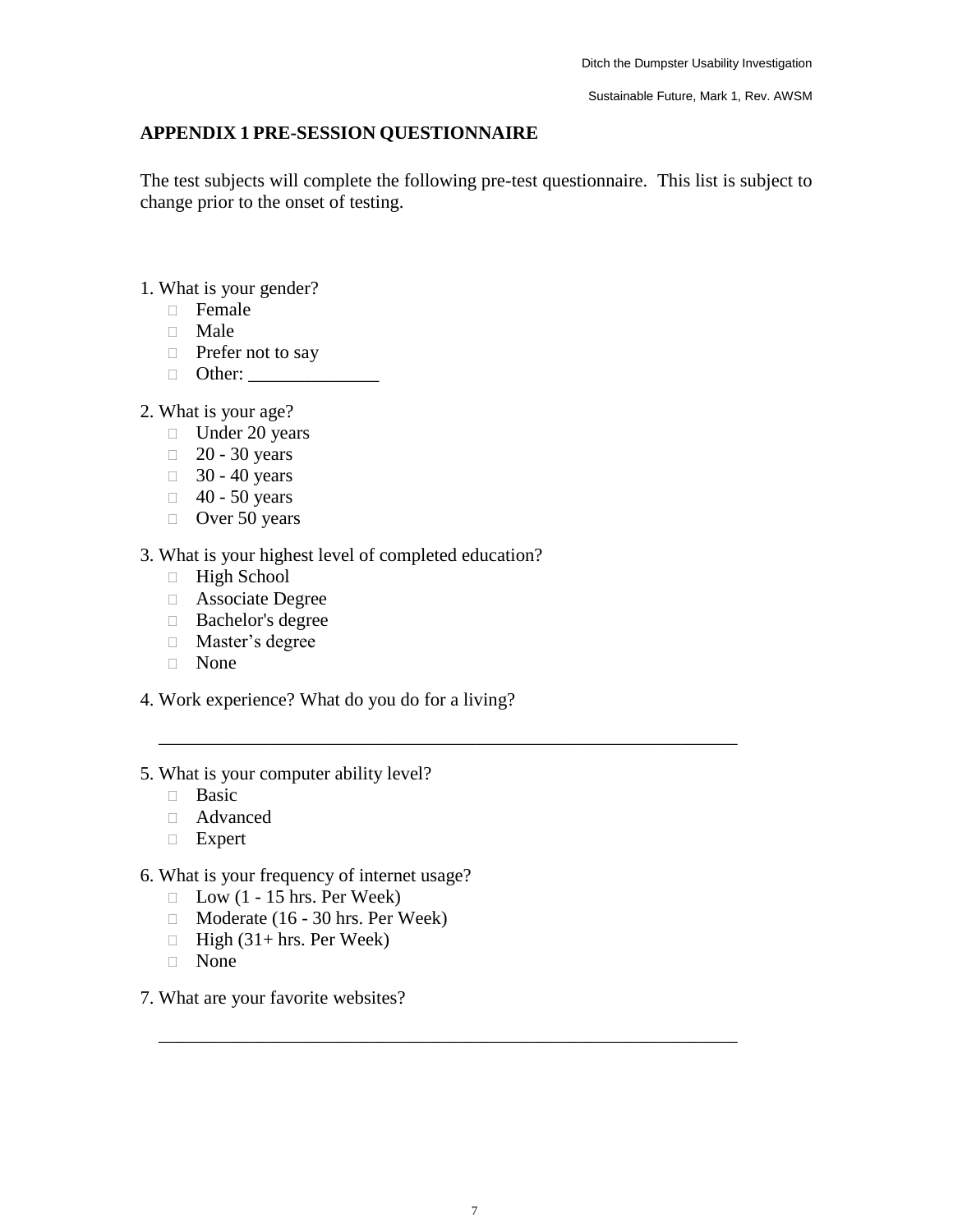## APPENDIX 1 PRE-SESSION QUESTIONNAIRE

The test subjects will complete the following pre-test questionnaire. This list is subject to change prior to the onset of testing.

1. What is your gender?
   - Female
   - Male
   - Prefer not to say
   - Other: ______________

2. What is your age?
   - Under 20 years
   - 20 - 30 years
   - 30 - 40 years
   - 40 - 50 years
   - Over 50 years

3. What is your highest level of completed education?
   - High School
   - Associate Degree
   - Bachelor's degree
   - Master’s degree
   - None

4. Work experience? What do you do for a living?

   ________________________________________________________________

5. What is your computer ability level?
   - Basic
   - Advanced
   - Expert

6. What is your frequency of internet usage?
   - Low (1 - 15 hrs. Per Week)
   - Moderate (16 - 30 hrs. Per Week)
   - High (31+ hrs. Per Week)
   - None

7. What are your favorite websites?

   ________________________________________________________________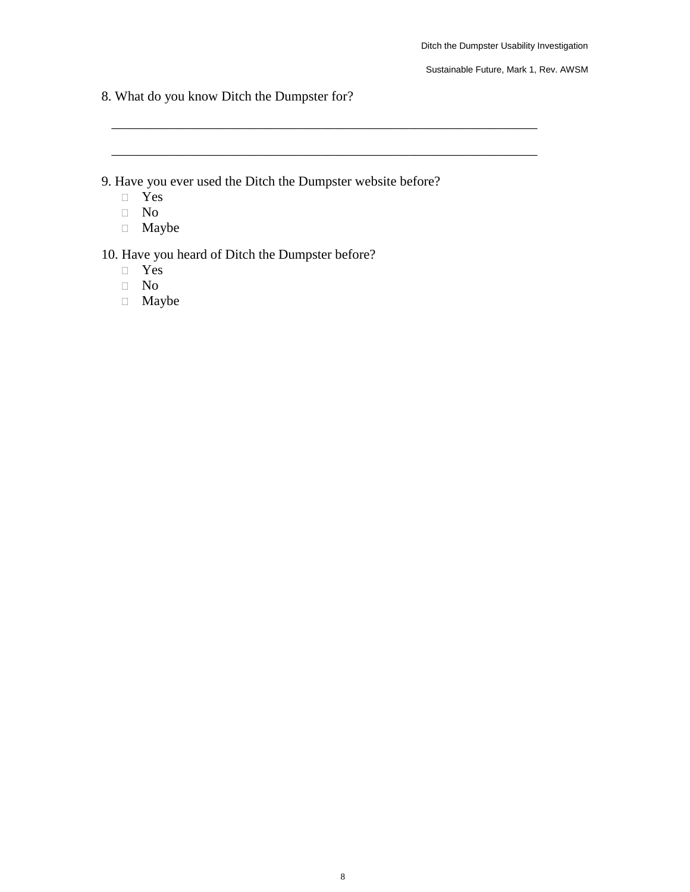8. What do you know Ditch the Dumpster for?

\_\_\_\_\_\_\_\_\_\_\_\_\_\_\_\_\_\_\_\_\_\_\_\_\_\_\_\_\_\_\_\_\_\_\_\_\_\_\_\_\_\_\_\_\_\_\_\_\_\_\_\_\_\_\_\_\_\_\_\_\_\_\_\_

\_\_\_\_\_\_\_\_\_\_\_\_\_\_\_\_\_\_\_\_\_\_\_\_\_\_\_\_\_\_\_\_\_\_\_\_\_\_\_\_\_\_\_\_\_\_\_\_\_\_\_\_\_\_\_\_\_\_\_\_\_\_\_\_

9. Have you ever used the Ditch the Dumpster website before?
   - ☐ Yes
   - ☐ No
   - ☐ Maybe

10. Have you heard of Ditch the Dumpster before?
   - ☐ Yes
   - ☐ No
   - ☐ Maybe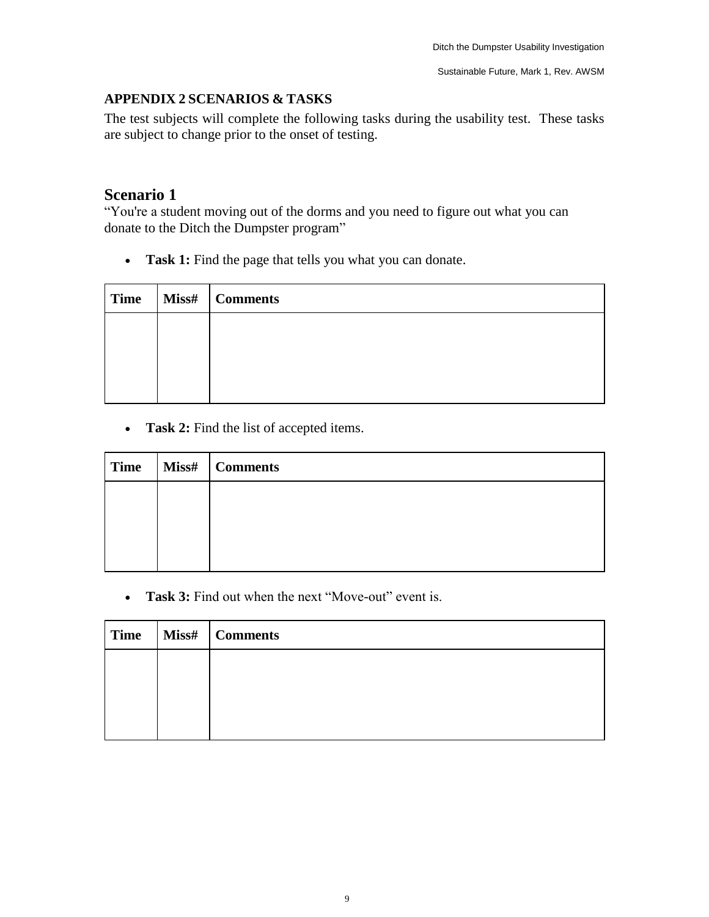## APPENDIX 2 SCENARIOS & TASKS

The test subjects will complete the following tasks during the usability test. These tasks are subject to change prior to the onset of testing.

### Scenario 1

"You're a student moving out of the dorms and you need to figure out what you can donate to the Ditch the Dumpster program"

- **Task 1:** Find the page that tells you what you can donate.

| Time | Miss# | Comments |
|---|---|---|
| | | |

- **Task 2:** Find the list of accepted items.

| Time | Miss# | Comments |
|---|---|---|
| | | |

- **Task 3:** Find out when the next "Move-out" event is.

| Time | Miss# | Comments |
|---|---|---|
| | | |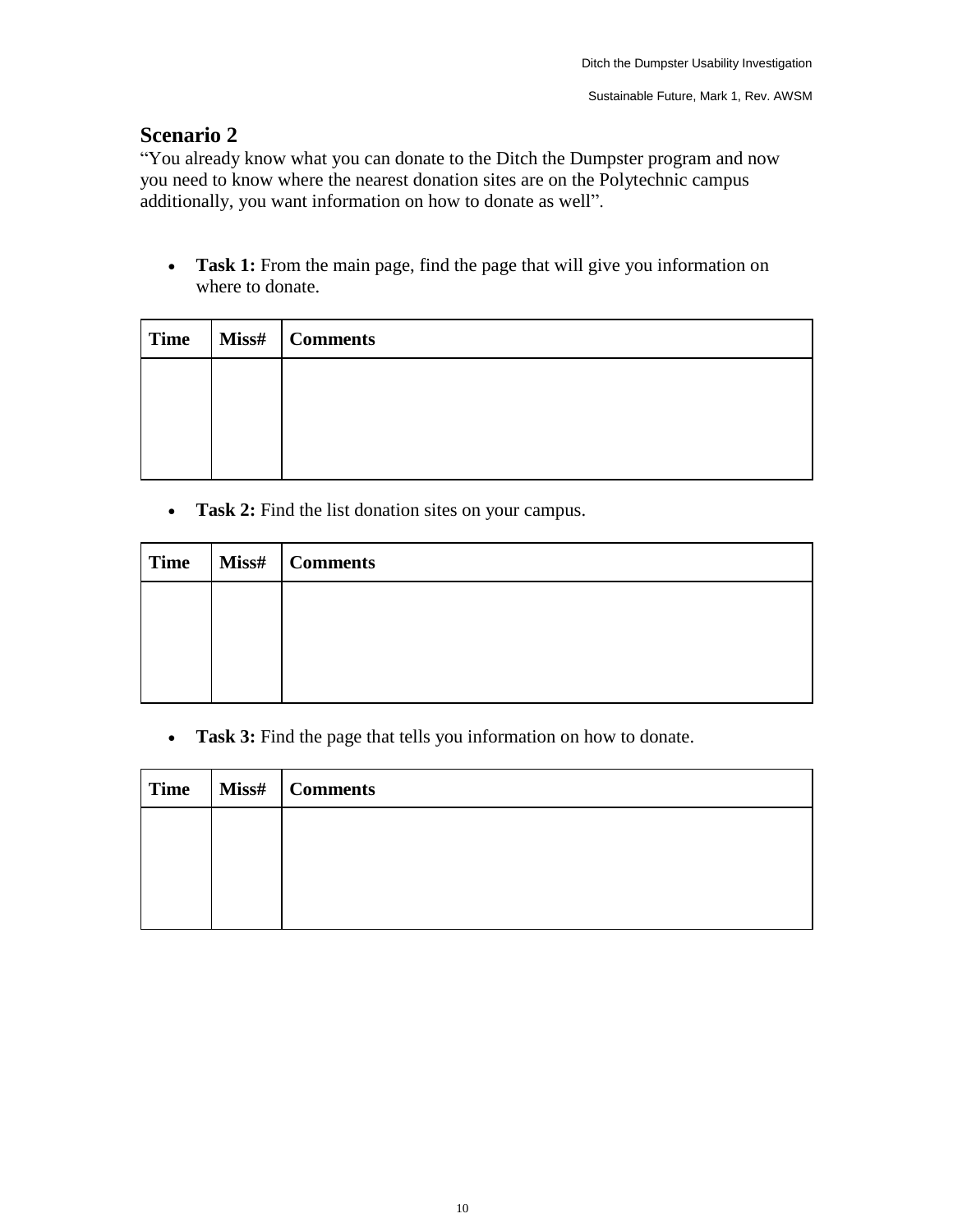## Scenario 2

"You already know what you can donate to the Ditch the Dumpster program and now you need to know where the nearest donation sites are on the Polytechnic campus additionally, you want information on how to donate as well".

- **Task 1:** From the main page, find the page that will give you information on where to donate.

| Time | Miss# | Comments |
|---|---|---|
| | | |

- **Task 2:** Find the list donation sites on your campus.

| Time | Miss# | Comments |
|---|---|---|
| | | |

- **Task 3:** Find the page that tells you information on how to donate.

| Time | Miss# | Comments |
|---|---|---|
| | | |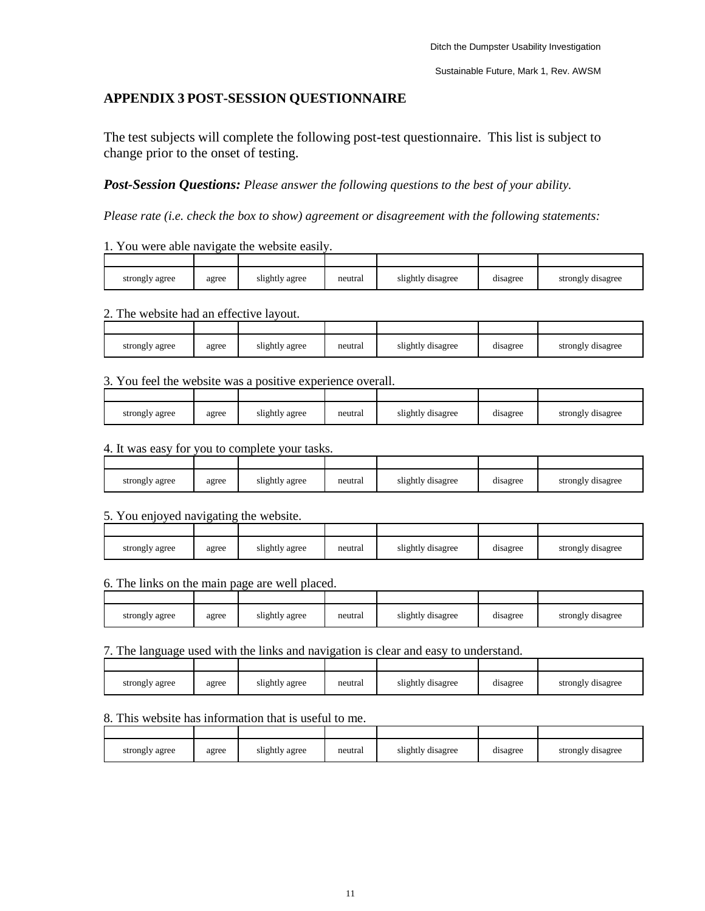## APPENDIX 3 POST-SESSION QUESTIONNAIRE

The test subjects will complete the following post-test questionnaire. This list is subject to change prior to the onset of testing.

***Post-Session Questions:*** *Please answer the following questions to the best of your ability.*

*Please rate (i.e. check the box to show) agreement or disagreement with the following statements:*

1. You were able navigate the website easily.

| | | | | | | |
|---|---|---|---|---|---|---|
| strongly agree | agree | slightly agree | neutral | slightly disagree | disagree | strongly disagree |

2. The website had an effective layout.

| | | | | | | |
|---|---|---|---|---|---|---|
| strongly agree | agree | slightly agree | neutral | slightly disagree | disagree | strongly disagree |

3. You feel the website was a positive experience overall.

| | | | | | | |
|---|---|---|---|---|---|---|
| strongly agree | agree | slightly agree | neutral | slightly disagree | disagree | strongly disagree |

4. It was easy for you to complete your tasks.

| | | | | | | |
|---|---|---|---|---|---|---|
| strongly agree | agree | slightly agree | neutral | slightly disagree | disagree | strongly disagree |

5. You enjoyed navigating the website.

| | | | | | | |
|---|---|---|---|---|---|---|
| strongly agree | agree | slightly agree | neutral | slightly disagree | disagree | strongly disagree |

6. The links on the main page are well placed.

| | | | | | | |
|---|---|---|---|---|---|---|
| strongly agree | agree | slightly agree | neutral | slightly disagree | disagree | strongly disagree |

7. The language used with the links and navigation is clear and easy to understand.

| | | | | | | |
|---|---|---|---|---|---|---|
| strongly agree | agree | slightly agree | neutral | slightly disagree | disagree | strongly disagree |

8. This website has information that is useful to me.

| | | | | | | |
|---|---|---|---|---|---|---|
| strongly agree | agree | slightly agree | neutral | slightly disagree | disagree | strongly disagree |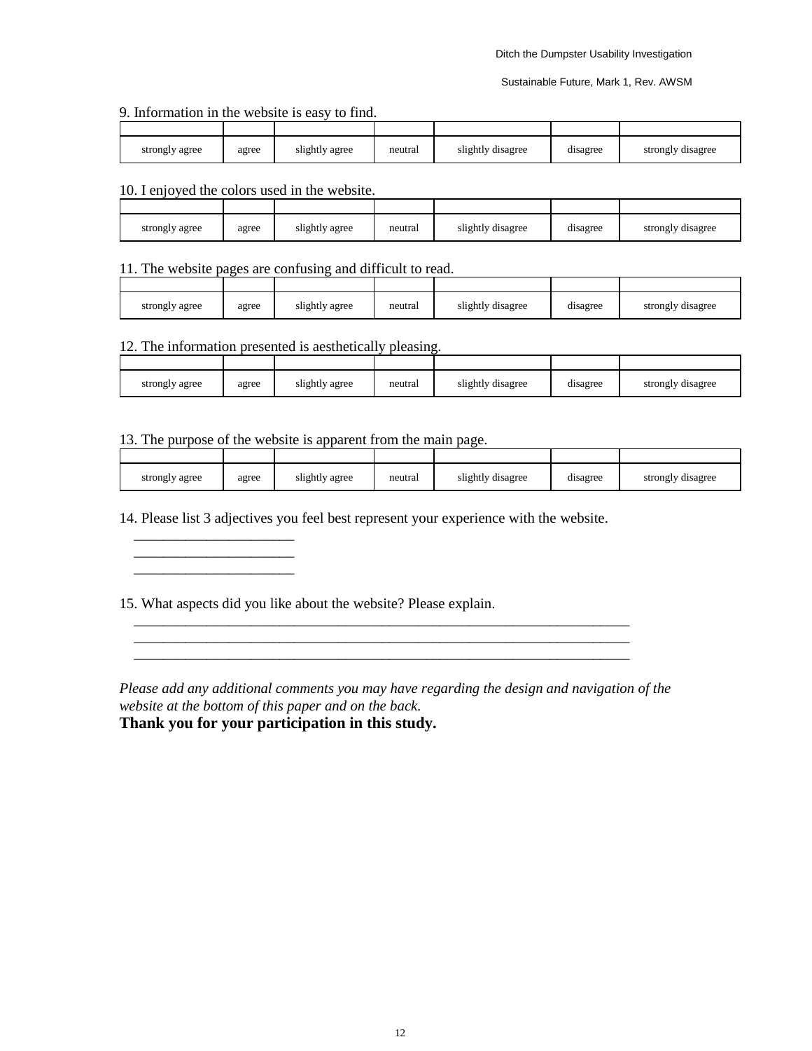9. Information in the website is easy to find.

| | | | | | | |
|---|---|---|---|---|---|---|
| strongly agree | agree | slightly agree | neutral | slightly disagree | disagree | strongly disagree |

10. I enjoyed the colors used in the website.

| | | | | | | |
|---|---|---|---|---|---|---|
| strongly agree | agree | slightly agree | neutral | slightly disagree | disagree | strongly disagree |

11. The website pages are confusing and difficult to read.

| | | | | | | |
|---|---|---|---|---|---|---|
| strongly agree | agree | slightly agree | neutral | slightly disagree | disagree | strongly disagree |

12. The information presented is aesthetically pleasing.

| | | | | | | |
|---|---|---|---|---|---|---|
| strongly agree | agree | slightly agree | neutral | slightly disagree | disagree | strongly disagree |

13. The purpose of the website is apparent from the main page.

| | | | | | | |
|---|---|---|---|---|---|---|
| strongly agree | agree | slightly agree | neutral | slightly disagree | disagree | strongly disagree |

14. Please list 3 adjectives you feel best represent your experience with the website.

______________________
______________________
______________________

15. What aspects did you like about the website? Please explain.

____________________________________________________________________
____________________________________________________________________
____________________________________________________________________

*Please add any additional comments you may have regarding the design and navigation of the website at the bottom of this paper and on the back.*

**Thank you for your participation in this study.**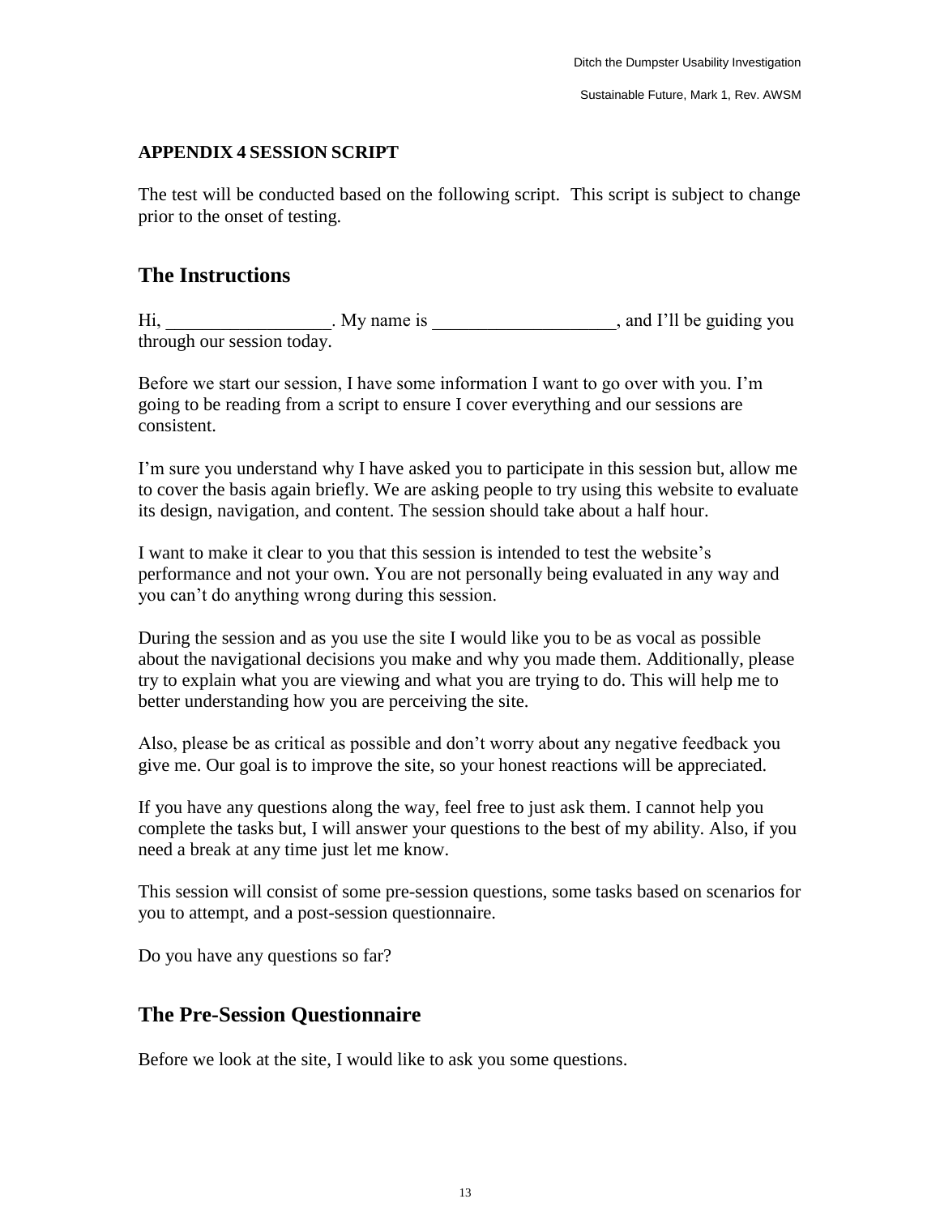**APPENDIX 4 SESSION SCRIPT**

The test will be conducted based on the following script. This script is subject to change prior to the onset of testing.

## The Instructions

Hi, _________________. My name is ___________________, and I'll be guiding you through our session today.

Before we start our session, I have some information I want to go over with you. I'm going to be reading from a script to ensure I cover everything and our sessions are consistent.

I'm sure you understand why I have asked you to participate in this session but, allow me to cover the basis again briefly. We are asking people to try using this website to evaluate its design, navigation, and content. The session should take about a half hour.

I want to make it clear to you that this session is intended to test the website's performance and not your own. You are not personally being evaluated in any way and you can't do anything wrong during this session.

During the session and as you use the site I would like you to be as vocal as possible about the navigational decisions you make and why you made them. Additionally, please try to explain what you are viewing and what you are trying to do. This will help me to better understanding how you are perceiving the site.

Also, please be as critical as possible and don't worry about any negative feedback you give me. Our goal is to improve the site, so your honest reactions will be appreciated.

If you have any questions along the way, feel free to just ask them. I cannot help you complete the tasks but, I will answer your questions to the best of my ability. Also, if you need a break at any time just let me know.

This session will consist of some pre-session questions, some tasks based on scenarios for you to attempt, and a post-session questionnaire.

Do you have any questions so far?

## The Pre-Session Questionnaire

Before we look at the site, I would like to ask you some questions.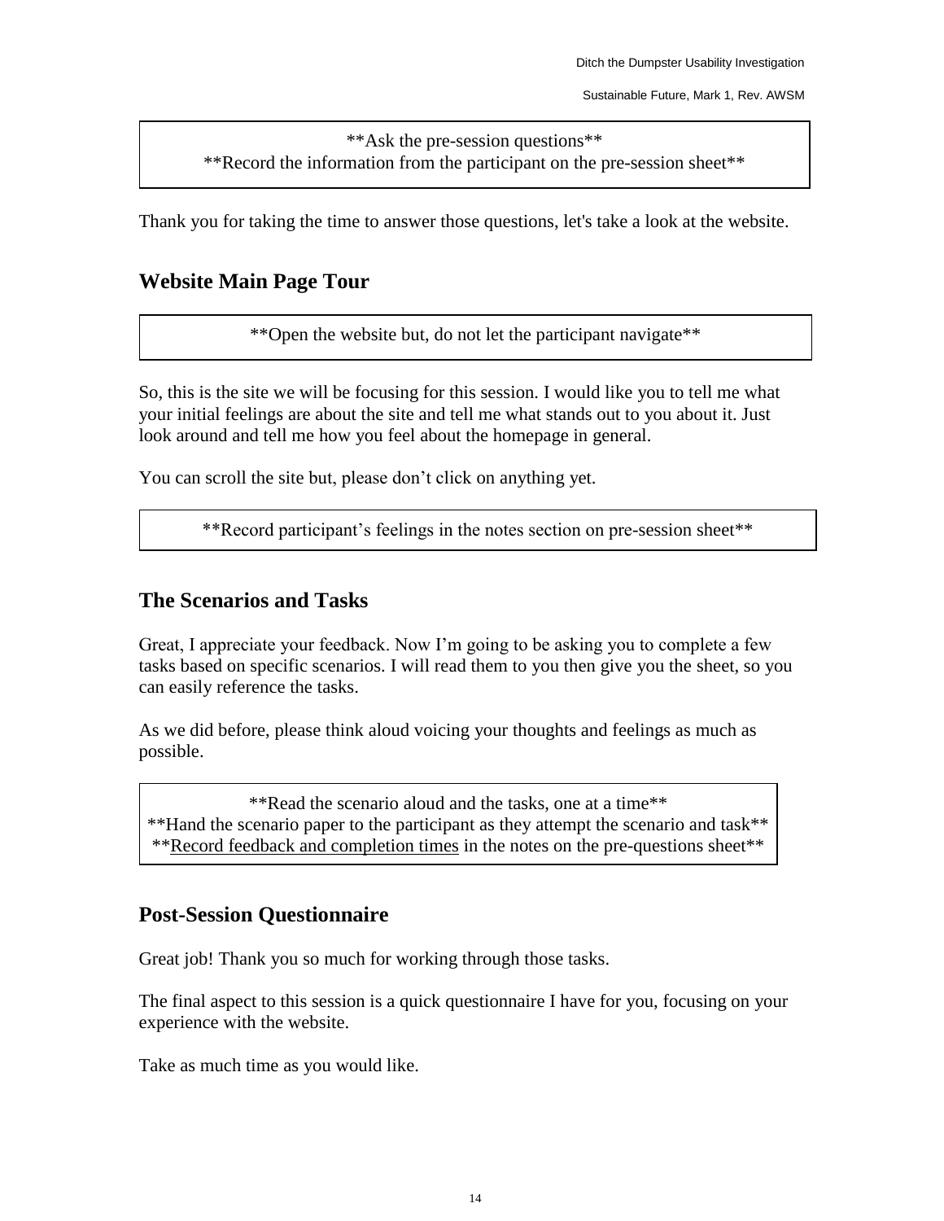**Ask the pre-session questions**
**Record the information from the participant on the pre-session sheet**

Thank you for taking the time to answer those questions, let's take a look at the website.

## Website Main Page Tour

**Open the website but, do not let the participant navigate**

So, this is the site we will be focusing for this session. I would like you to tell me what your initial feelings are about the site and tell me what stands out to you about it. Just look around and tell me how you feel about the homepage in general.

You can scroll the site but, please don't click on anything yet.

**Record participant's feelings in the notes section on pre-session sheet**

## The Scenarios and Tasks

Great, I appreciate your feedback. Now I'm going to be asking you to complete a few tasks based on specific scenarios. I will read them to you then give you the sheet, so you can easily reference the tasks.

As we did before, please think aloud voicing your thoughts and feelings as much as possible.

**Read the scenario aloud and the tasks, one at a time**
**Hand the scenario paper to the participant as they attempt the scenario and task**
**<u>Record feedback and completion times</u> in the notes on the pre-questions sheet**

## Post-Session Questionnaire

Great job! Thank you so much for working through those tasks.

The final aspect to this session is a quick questionnaire I have for you, focusing on your experience with the website.

Take as much time as you would like.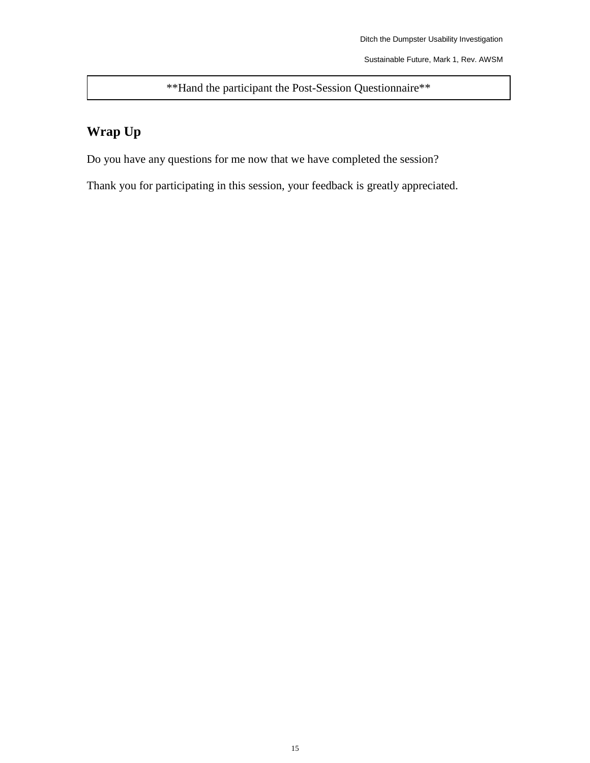**Hand the participant the Post-Session Questionnaire**

## Wrap Up

Do you have any questions for me now that we have completed the session?

Thank you for participating in this session, your feedback is greatly appreciated.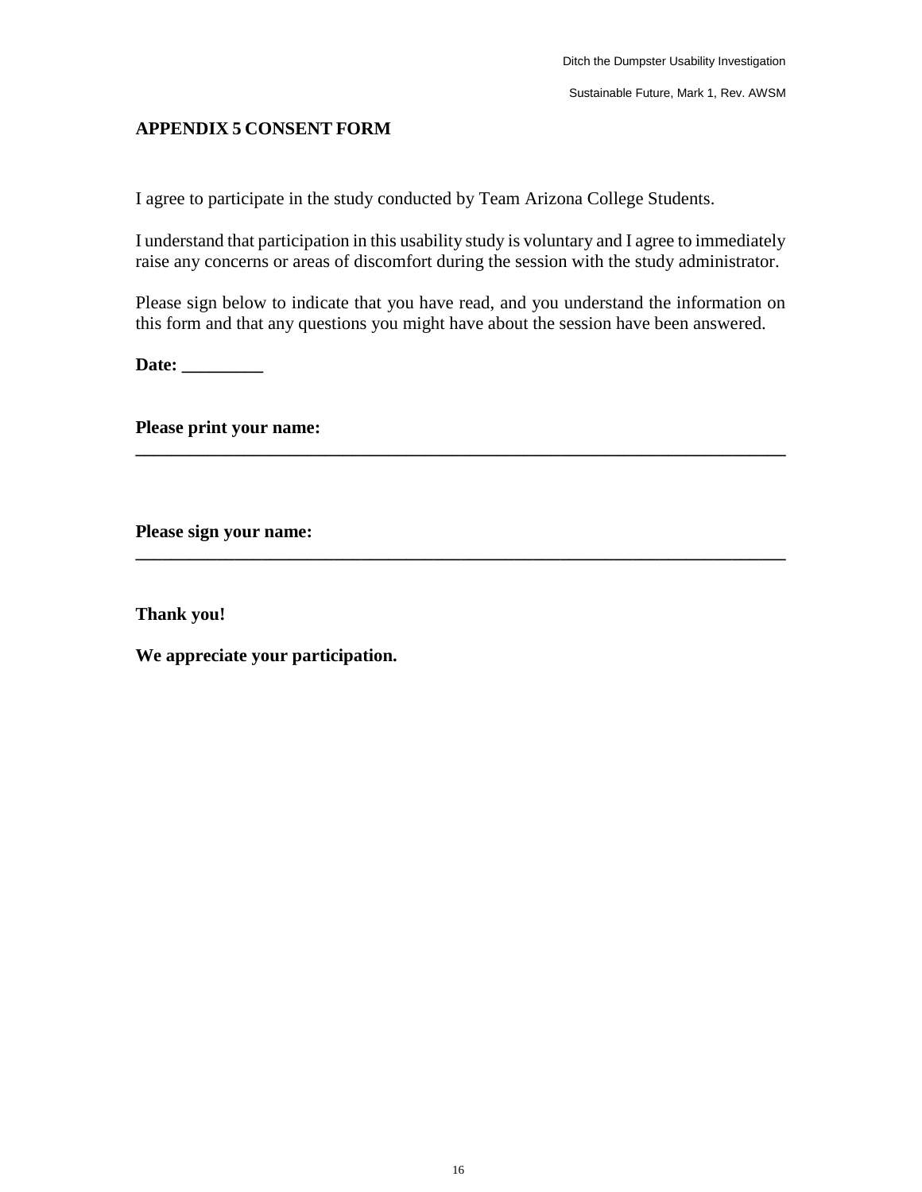## APPENDIX 5 CONSENT FORM

I agree to participate in the study conducted by Team Arizona College Students.

I understand that participation in this usability study is voluntary and I agree to immediately raise any concerns or areas of discomfort during the session with the study administrator.

Please sign below to indicate that you have read, and you understand the information on this form and that any questions you might have about the session have been answered.

**Date: _________**

**Please print your name:**

**______________________________________________________________________________**

**Please sign your name:**

**______________________________________________________________________________**

**Thank you!**

**We appreciate your participation.**